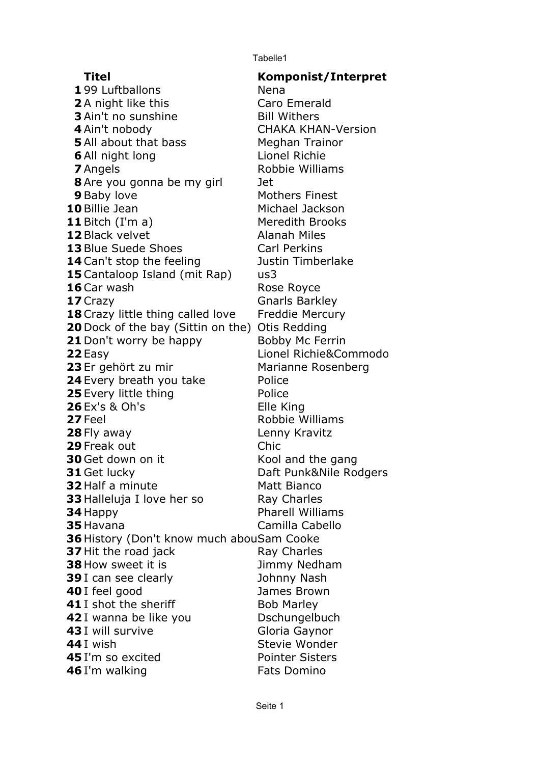| | Titel | Komponist/Interpret |
|---|---|---|
| **1** | 99 Luftballons | Nena |
| **2** | A night like this | Caro Emerald |
| **3** | Ain't no sunshine | Bill Withers |
| **4** | Ain't nobody | CHAKA KHAN-Version |
| **5** | All about that bass | Meghan Trainor |
| **6** | All night long | Lionel Richie |
| **7** | Angels | Robbie Williams |
| **8** | Are you gonna be my girl | Jet |
| **9** | Baby love | Mothers Finest |
| **10** | Billie Jean | Michael Jackson |
| **11** | Bitch (I'm a) | Meredith Brooks |
| **12** | Black velvet | Alanah Miles |
| **13** | Blue Suede Shoes | Carl Perkins |
| **14** | Can't stop the feeling | Justin Timberlake |
| **15** | Cantaloop Island (mit Rap) | us3 |
| **16** | Car wash | Rose Royce |
| **17** | Crazy | Gnarls Barkley |
| **18** | Crazy little thing called love | Freddie Mercury |
| **20** | Dock of the bay (Sittin on the) | Otis Redding |
| **21** | Don't worry be happy | Bobby Mc Ferrin |
| **22** | Easy | Lionel Richie&Commodo |
| **23** | Er gehört zu mir | Marianne Rosenberg |
| **24** | Every breath you take | Police |
| **25** | Every little thing | Police |
| **26** | Ex's & Oh's | Elle King |
| **27** | Feel | Robbie Williams |
| **28** | Fly away | Lenny Kravitz |
| **29** | Freak out | Chic |
| **30** | Get down on it | Kool and the gang |
| **31** | Get lucky | Daft Punk&Nile Rodgers |
| **32** | Half a minute | Matt Bianco |
| **33** | Halleluja I love her so | Ray Charles |
| **34** | Happy | Pharell Williams |
| **35** | Havana | Camilla Cabello |
| **36** | History (Don't know much abou | Sam Cooke |
| **37** | Hit the road jack | Ray Charles |
| **38** | How sweet it is | Jimmy Nedham |
| **39** | I can see clearly | Johnny Nash |
| **40** | I feel good | James Brown |
| **41** | I shot the sheriff | Bob Marley |
| **42** | I wanna be like you | Dschungelbuch |
| **43** | I will survive | Gloria Gaynor |
| **44** | I wish | Stevie Wonder |
| **45** | I'm so excited | Pointer Sisters |
| **46** | I'm walking | Fats Domino |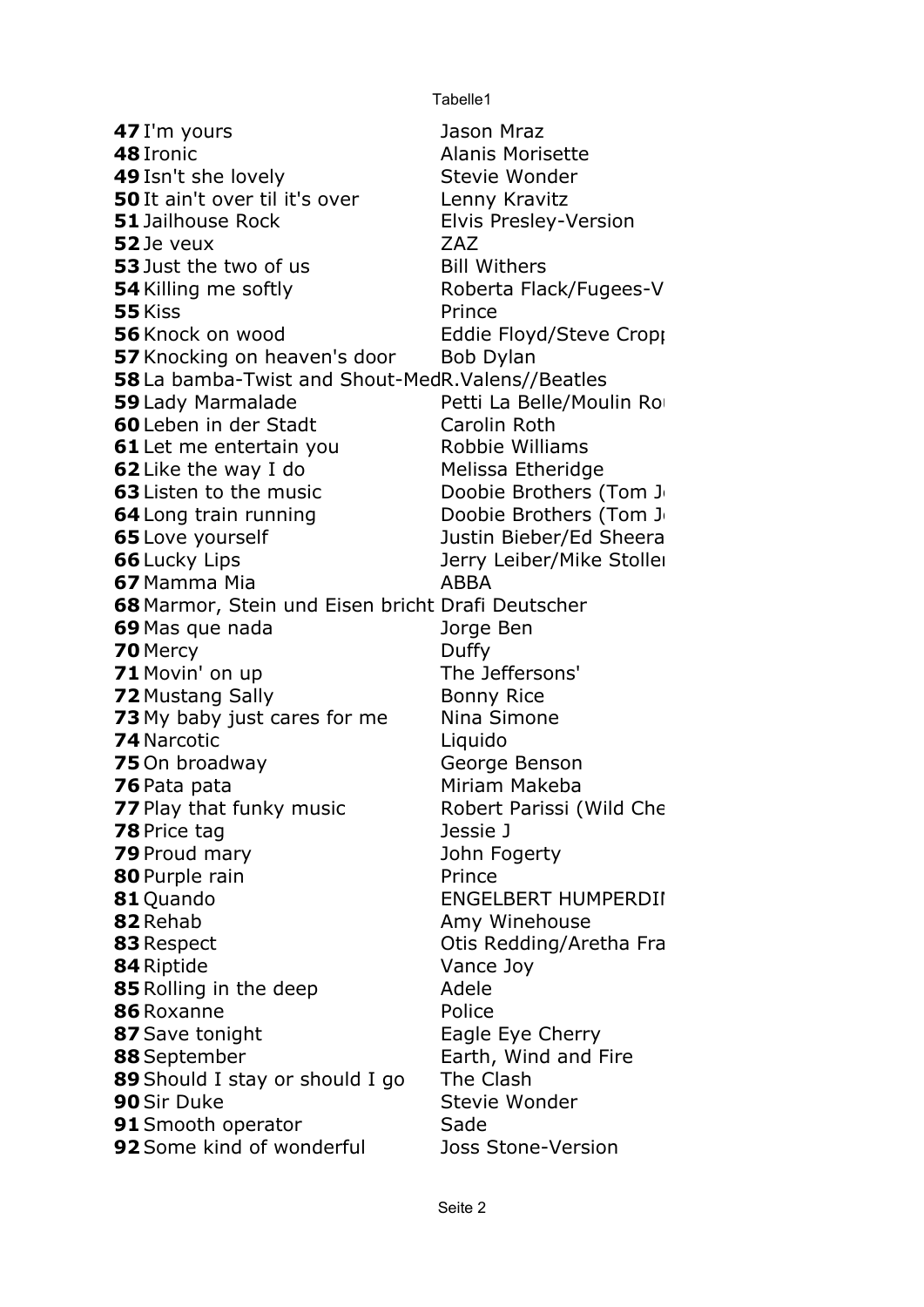| | | |
|---|---|---|
| **47** | I'm yours | Jason Mraz |
| **48** | Ironic | Alanis Morisette |
| **49** | Isn't she lovely | Stevie Wonder |
| **50** | It ain't over til it's over | Lenny Kravitz |
| **51** | Jailhouse Rock | Elvis Presley-Version |
| **52** | Je veux | ZAZ |
| **53** | Just the two of us | Bill Withers |
| **54** | Killing me softly | Roberta Flack/Fugees-V |
| **55** | Kiss | Prince |
| **56** | Knock on wood | Eddie Floyd/Steve Cropp |
| **57** | Knocking on heaven's door | Bob Dylan |
| **58** | La bamba-Twist and Shout-Med | R.Valens//Beatles |
| **59** | Lady Marmalade | Petti La Belle/Moulin Ro |
| **60** | Leben in der Stadt | Carolin Roth |
| **61** | Let me entertain you | Robbie Williams |
| **62** | Like the way I do | Melissa Etheridge |
| **63** | Listen to the music | Doobie Brothers (Tom J |
| **64** | Long train running | Doobie Brothers (Tom J |
| **65** | Love yourself | Justin Bieber/Ed Sheera |
| **66** | Lucky Lips | Jerry Leiber/Mike Stoller |
| **67** | Mamma Mia | ABBA |
| **68** | Marmor, Stein und Eisen bricht | Drafi Deutscher |
| **69** | Mas que nada | Jorge Ben |
| **70** | Mercy | Duffy |
| **71** | Movin' on up | The Jeffersons' |
| **72** | Mustang Sally | Bonny Rice |
| **73** | My baby just cares for me | Nina Simone |
| **74** | Narcotic | Liquido |
| **75** | On broadway | George Benson |
| **76** | Pata pata | Miriam Makeba |
| **77** | Play that funky music | Robert Parissi (Wild Che |
| **78** | Price tag | Jessie J |
| **79** | Proud mary | John Fogerty |
| **80** | Purple rain | Prince |
| **81** | Quando | ENGELBERT HUMPERDI |
| **82** | Rehab | Amy Winehouse |
| **83** | Respect | Otis Redding/Aretha Fra |
| **84** | Riptide | Vance Joy |
| **85** | Rolling in the deep | Adele |
| **86** | Roxanne | Police |
| **87** | Save tonight | Eagle Eye Cherry |
| **88** | September | Earth, Wind and Fire |
| **89** | Should I stay or should I go | The Clash |
| **90** | Sir Duke | Stevie Wonder |
| **91** | Smooth operator | Sade |
| **92** | Some kind of wonderful | Joss Stone-Version |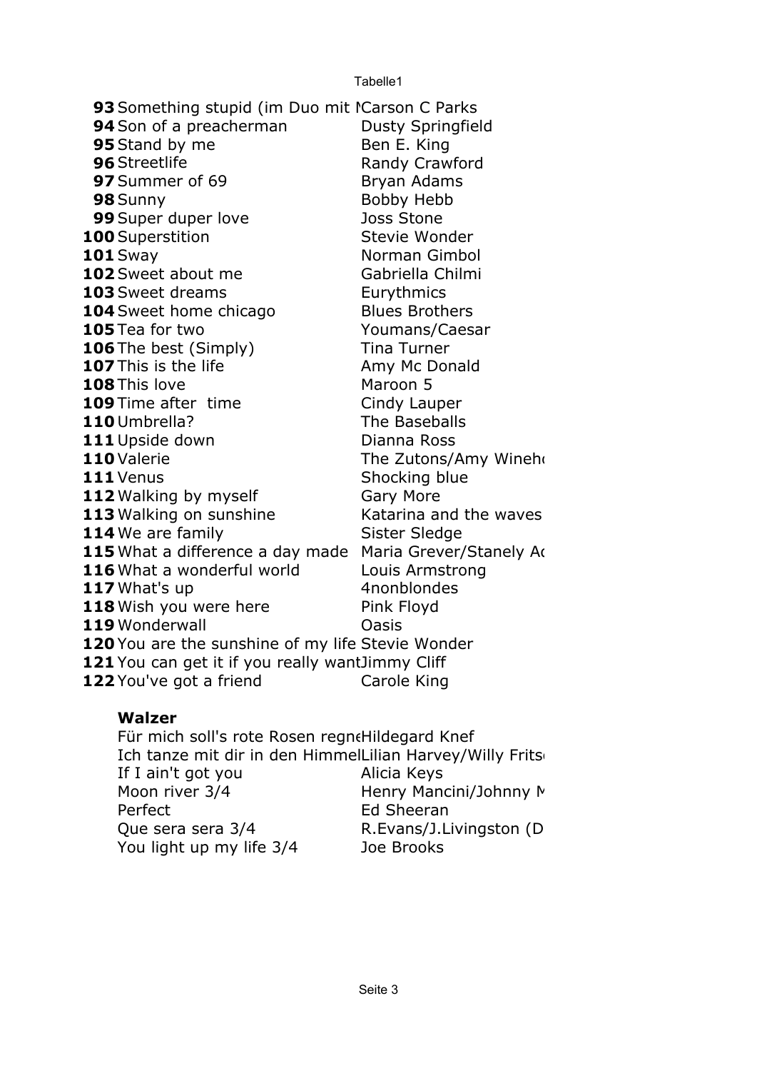| | | |
|---|---|---|
| **93** | Something stupid (im Duo mit N | Carson C Parks |
| **94** | Son of a preacherman | Dusty Springfield |
| **95** | Stand by me | Ben E. King |
| **96** | Streetlife | Randy Crawford |
| **97** | Summer of 69 | Bryan Adams |
| **98** | Sunny | Bobby Hebb |
| **99** | Super duper love | Joss Stone |
| **100** | Superstition | Stevie Wonder |
| **101** | Sway | Norman Gimbol |
| **102** | Sweet about me | Gabriella Chilmi |
| **103** | Sweet dreams | Eurythmics |
| **104** | Sweet home chicago | Blues Brothers |
| **105** | Tea for two | Youmans/Caesar |
| **106** | The best (Simply) | Tina Turner |
| **107** | This is the life | Amy Mc Donald |
| **108** | This love | Maroon 5 |
| **109** | Time after  time | Cindy Lauper |
| **110** | Umbrella? | The Baseballs |
| **111** | Upside down | Dianna Ross |
| **110** | Valerie | The Zutons/Amy Winehc |
| **111** | Venus | Shocking blue |
| **112** | Walking by myself | Gary More |
| **113** | Walking on sunshine | Katarina and the waves |
| **114** | We are family | Sister Sledge |
| **115** | What a difference a day made | Maria Grever/Stanely Ac |
| **116** | What a wonderful world | Louis Armstrong |
| **117** | What's up | 4nonblondes |
| **118** | Wish you were here | Pink Floyd |
| **119** | Wonderwall | Oasis |
| **120** | You are the sunshine of my life | Stevie Wonder |
| **121** | You can get it if you really want | Jimmy Cliff |
| **122** | You've got a friend | Carole King |

**Walzer**

| | |
|---|---|
| Für mich soll's rote Rosen regne | Hildegard Knef |
| Ich tanze mit dir in den Himmel | Lilian Harvey/Willy Frits |
| If I ain't got you | Alicia Keys |
| Moon river 3/4 | Henry Mancini/Johnny M |
| Perfect | Ed Sheeran |
| Que sera sera 3/4 | R.Evans/J.Livingston (D |
| You light up my life 3/4 | Joe Brooks |